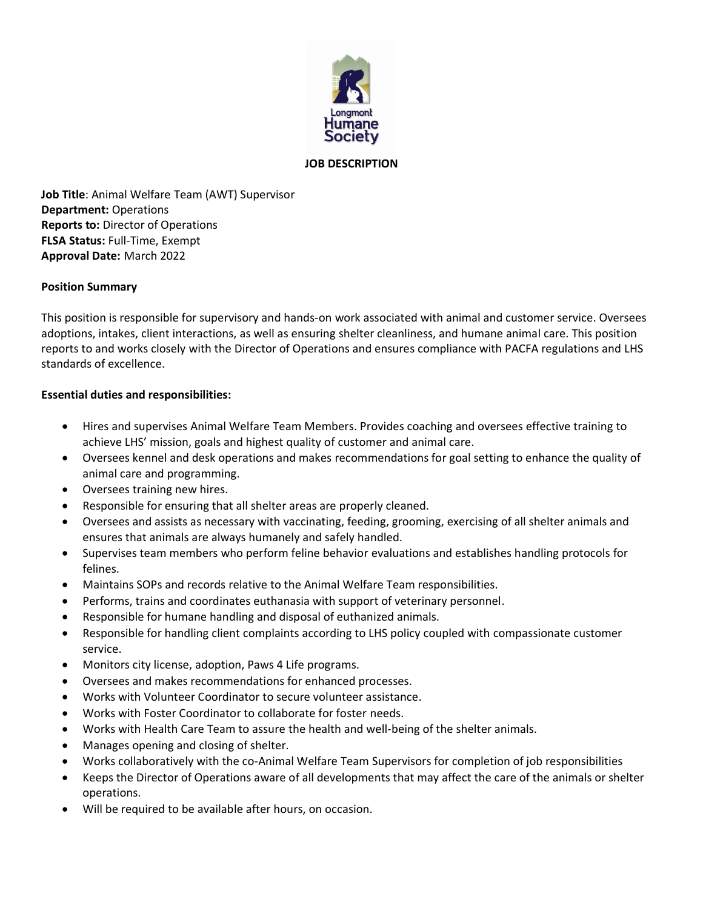Longmont Humane Society

# JOB DESCRIPTION

**Job Title**: Animal Welfare Team (AWT) Supervisor
**Department:** Operations
**Reports to:** Director of Operations
**FLSA Status:** Full-Time, Exempt
**Approval Date:** March 2022

## Position Summary

This position is responsible for supervisory and hands-on work associated with animal and customer service. Oversees adoptions, intakes, client interactions, as well as ensuring shelter cleanliness, and humane animal care. This position reports to and works closely with the Director of Operations and ensures compliance with PACFA regulations and LHS standards of excellence.

## Essential duties and responsibilities:

- Hires and supervises Animal Welfare Team Members. Provides coaching and oversees effective training to achieve LHS' mission, goals and highest quality of customer and animal care.
- Oversees kennel and desk operations and makes recommendations for goal setting to enhance the quality of animal care and programming.
- Oversees training new hires.
- Responsible for ensuring that all shelter areas are properly cleaned.
- Oversees and assists as necessary with vaccinating, feeding, grooming, exercising of all shelter animals and ensures that animals are always humanely and safely handled.
- Supervises team members who perform feline behavior evaluations and establishes handling protocols for felines.
- Maintains SOPs and records relative to the Animal Welfare Team responsibilities.
- Performs, trains and coordinates euthanasia with support of veterinary personnel.
- Responsible for humane handling and disposal of euthanized animals.
- Responsible for handling client complaints according to LHS policy coupled with compassionate customer service.
- Monitors city license, adoption, Paws 4 Life programs.
- Oversees and makes recommendations for enhanced processes.
- Works with Volunteer Coordinator to secure volunteer assistance.
- Works with Foster Coordinator to collaborate for foster needs.
- Works with Health Care Team to assure the health and well-being of the shelter animals.
- Manages opening and closing of shelter.
- Works collaboratively with the co-Animal Welfare Team Supervisors for completion of job responsibilities
- Keeps the Director of Operations aware of all developments that may affect the care of the animals or shelter operations.
- Will be required to be available after hours, on occasion.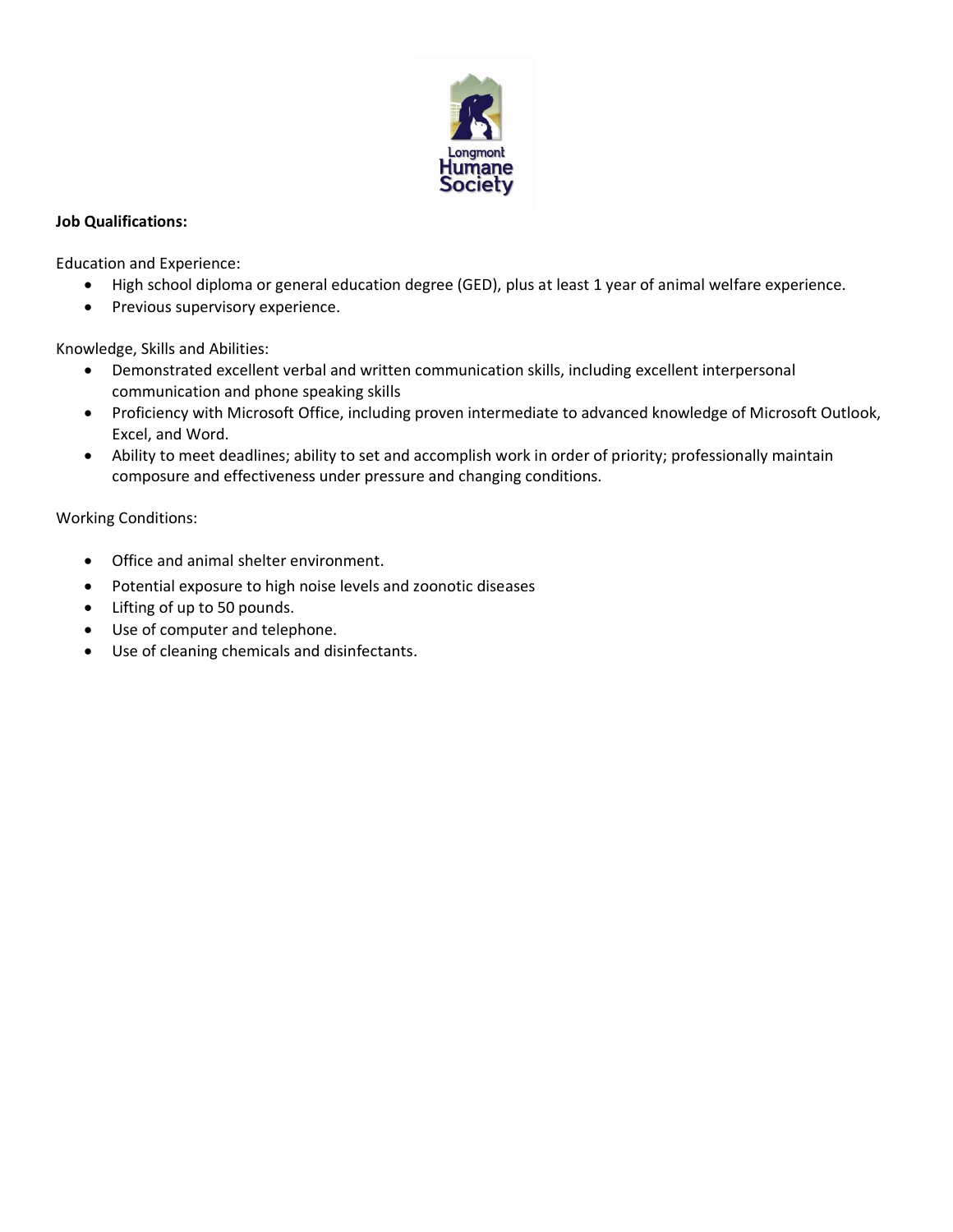**Job Qualifications:**

Education and Experience:

- High school diploma or general education degree (GED), plus at least 1 year of animal welfare experience.
- Previous supervisory experience.

Knowledge, Skills and Abilities:

- Demonstrated excellent verbal and written communication skills, including excellent interpersonal communication and phone speaking skills
- Proficiency with Microsoft Office, including proven intermediate to advanced knowledge of Microsoft Outlook, Excel, and Word.
- Ability to meet deadlines; ability to set and accomplish work in order of priority; professionally maintain composure and effectiveness under pressure and changing conditions.

Working Conditions:

- Office and animal shelter environment.
- Potential exposure to high noise levels and zoonotic diseases
- Lifting of up to 50 pounds.
- Use of computer and telephone.
- Use of cleaning chemicals and disinfectants.